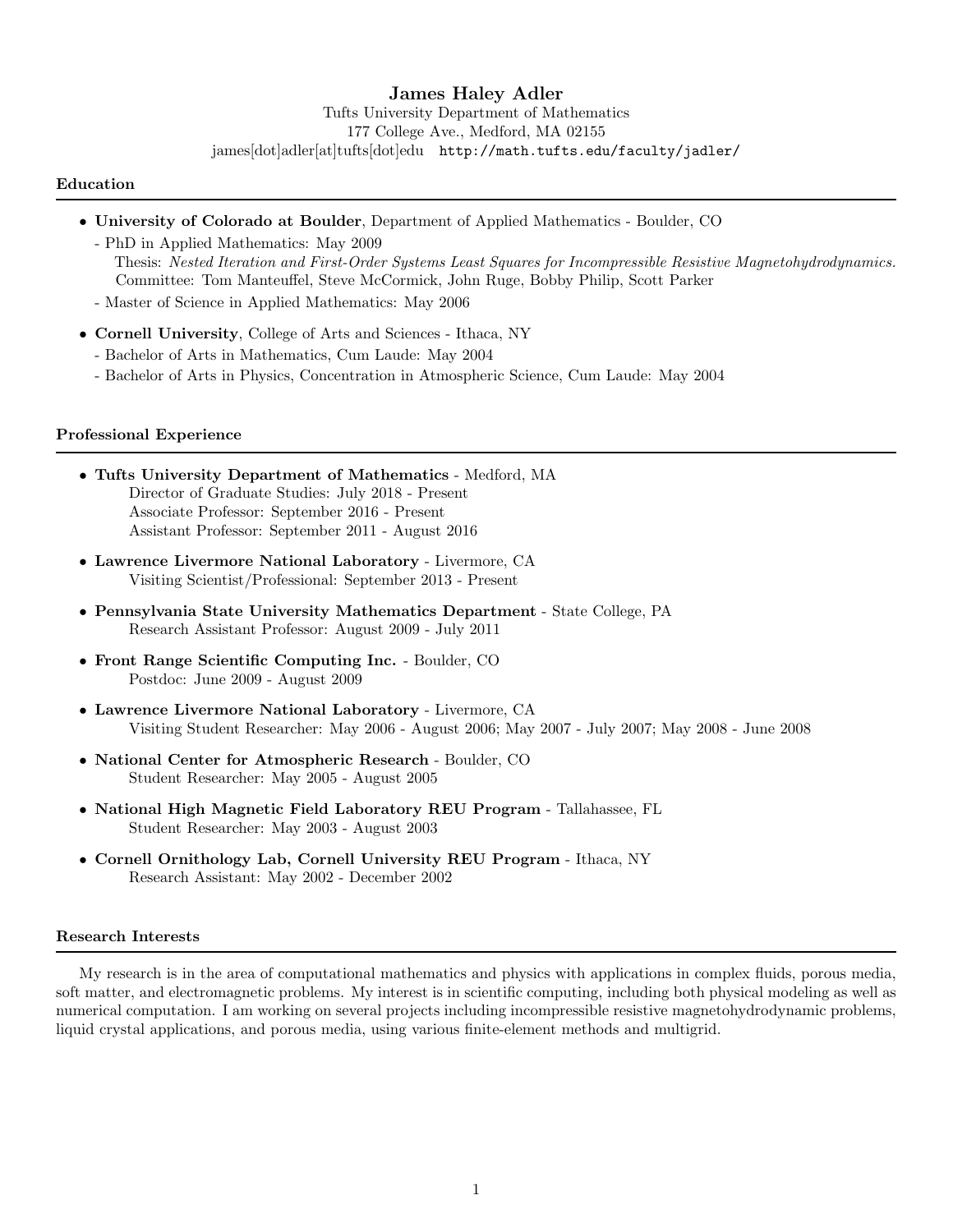# James Haley Adler

Tufts University Department of Mathematics
177 College Ave., Medford, MA 02155
james[dot]adler[at]tufts[dot]edu `http://math.tufts.edu/faculty/jadler/`

## Education

- **University of Colorado at Boulder**, Department of Applied Mathematics - Boulder, CO
  - PhD in Applied Mathematics: May 2009
    Thesis: *Nested Iteration and First-Order Systems Least Squares for Incompressible Resistive Magnetohydrodynamics.*
    Committee: Tom Manteuffel, Steve McCormick, John Ruge, Bobby Philip, Scott Parker
  - Master of Science in Applied Mathematics: May 2006
- **Cornell University**, College of Arts and Sciences - Ithaca, NY
  - Bachelor of Arts in Mathematics, Cum Laude: May 2004
  - Bachelor of Arts in Physics, Concentration in Atmospheric Science, Cum Laude: May 2004

## Professional Experience

- **Tufts University Department of Mathematics** - Medford, MA
  Director of Graduate Studies: July 2018 - Present
  Associate Professor: September 2016 - Present
  Assistant Professor: September 2011 - August 2016
- **Lawrence Livermore National Laboratory** - Livermore, CA
  Visiting Scientist/Professional: September 2013 - Present
- **Pennsylvania State University Mathematics Department** - State College, PA
  Research Assistant Professor: August 2009 - July 2011
- **Front Range Scientific Computing Inc.** - Boulder, CO
  Postdoc: June 2009 - August 2009
- **Lawrence Livermore National Laboratory** - Livermore, CA
  Visiting Student Researcher: May 2006 - August 2006; May 2007 - July 2007; May 2008 - June 2008
- **National Center for Atmospheric Research** - Boulder, CO
  Student Researcher: May 2005 - August 2005
- **National High Magnetic Field Laboratory REU Program** - Tallahassee, FL
  Student Researcher: May 2003 - August 2003
- **Cornell Ornithology Lab, Cornell University REU Program** - Ithaca, NY
  Research Assistant: May 2002 - December 2002

## Research Interests

My research is in the area of computational mathematics and physics with applications in complex fluids, porous media, soft matter, and electromagnetic problems. My interest is in scientific computing, including both physical modeling as well as numerical computation. I am working on several projects including incompressible resistive magnetohydrodynamic problems, liquid crystal applications, and porous media, using various finite-element methods and multigrid.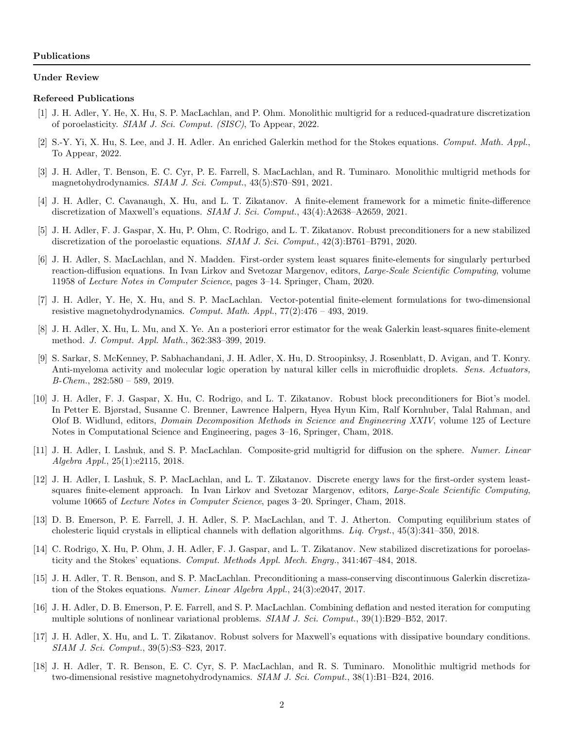## Publications

### Under Review

### Refereed Publications

[1] J. H. Adler, Y. He, X. Hu, S. P. MacLachlan, and P. Ohm. Monolithic multigrid for a reduced-quadrature discretization of poroelasticity. *SIAM J. Sci. Comput. (SISC)*, To Appear, 2022.

[2] S.-Y. Yi, X. Hu, S. Lee, and J. H. Adler. An enriched Galerkin method for the Stokes equations. *Comput. Math. Appl.*, To Appear, 2022.

[3] J. H. Adler, T. Benson, E. C. Cyr, P. E. Farrell, S. MacLachlan, and R. Tuminaro. Monolithic multigrid methods for magnetohydrodynamics. *SIAM J. Sci. Comput.*, 43(5):S70–S91, 2021.

[4] J. H. Adler, C. Cavanaugh, X. Hu, and L. T. Zikatanov. A finite-element framework for a mimetic finite-difference discretization of Maxwell's equations. *SIAM J. Sci. Comput.*, 43(4):A2638–A2659, 2021.

[5] J. H. Adler, F. J. Gaspar, X. Hu, P. Ohm, C. Rodrigo, and L. T. Zikatanov. Robust preconditioners for a new stabilized discretization of the poroelastic equations. *SIAM J. Sci. Comput.*, 42(3):B761–B791, 2020.

[6] J. H. Adler, S. MacLachlan, and N. Madden. First-order system least squares finite-elements for singularly perturbed reaction-diffusion equations. In Ivan Lirkov and Svetozar Margenov, editors, *Large-Scale Scientific Computing*, volume 11958 of *Lecture Notes in Computer Science*, pages 3–14. Springer, Cham, 2020.

[7] J. H. Adler, Y. He, X. Hu, and S. P. MacLachlan. Vector-potential finite-element formulations for two-dimensional resistive magnetohydrodynamics. *Comput. Math. Appl.*, 77(2):476 – 493, 2019.

[8] J. H. Adler, X. Hu, L. Mu, and X. Ye. An a posteriori error estimator for the weak Galerkin least-squares finite-element method. *J. Comput. Appl. Math.*, 362:383–399, 2019.

[9] S. Sarkar, S. McKenney, P. Sabhachandani, J. H. Adler, X. Hu, D. Stroopinksy, J. Rosenblatt, D. Avigan, and T. Konry. Anti-myeloma activity and molecular logic operation by natural killer cells in microfluidic droplets. *Sens. Actuators, B-Chem.*, 282:580 – 589, 2019.

[10] J. H. Adler, F. J. Gaspar, X. Hu, C. Rodrigo, and L. T. Zikatanov. Robust block preconditioners for Biot's model. In Petter E. Bjørstad, Susanne C. Brenner, Lawrence Halpern, Hyea Hyun Kim, Ralf Kornhuber, Talal Rahman, and Olof B. Widlund, editors, *Domain Decomposition Methods in Science and Engineering XXIV*, volume 125 of Lecture Notes in Computational Science and Engineering, pages 3–16, Springer, Cham, 2018.

[11] J. H. Adler, I. Lashuk, and S. P. MacLachlan. Composite-grid multigrid for diffusion on the sphere. *Numer. Linear Algebra Appl.*, 25(1):e2115, 2018.

[12] J. H. Adler, I. Lashuk, S. P. MacLachlan, and L. T. Zikatanov. Discrete energy laws for the first-order system least-squares finite-element approach. In Ivan Lirkov and Svetozar Margenov, editors, *Large-Scale Scientific Computing*, volume 10665 of *Lecture Notes in Computer Science*, pages 3–20. Springer, Cham, 2018.

[13] D. B. Emerson, P. E. Farrell, J. H. Adler, S. P. MacLachlan, and T. J. Atherton. Computing equilibrium states of cholesteric liquid crystals in elliptical channels with deflation algorithms. *Liq. Cryst.*, 45(3):341–350, 2018.

[14] C. Rodrigo, X. Hu, P. Ohm, J. H. Adler, F. J. Gaspar, and L. T. Zikatanov. New stabilized discretizations for poroelasticity and the Stokes' equations. *Comput. Methods Appl. Mech. Engrg.*, 341:467–484, 2018.

[15] J. H. Adler, T. R. Benson, and S. P. MacLachlan. Preconditioning a mass-conserving discontinuous Galerkin discretization of the Stokes equations. *Numer. Linear Algebra Appl.*, 24(3):e2047, 2017.

[16] J. H. Adler, D. B. Emerson, P. E. Farrell, and S. P. MacLachlan. Combining deflation and nested iteration for computing multiple solutions of nonlinear variational problems. *SIAM J. Sci. Comput.*, 39(1):B29–B52, 2017.

[17] J. H. Adler, X. Hu, and L. T. Zikatanov. Robust solvers for Maxwell's equations with dissipative boundary conditions. *SIAM J. Sci. Comput.*, 39(5):S3–S23, 2017.

[18] J. H. Adler, T. R. Benson, E. C. Cyr, S. P. MacLachlan, and R. S. Tuminaro. Monolithic multigrid methods for two-dimensional resistive magnetohydrodynamics. *SIAM J. Sci. Comput.*, 38(1):B1–B24, 2016.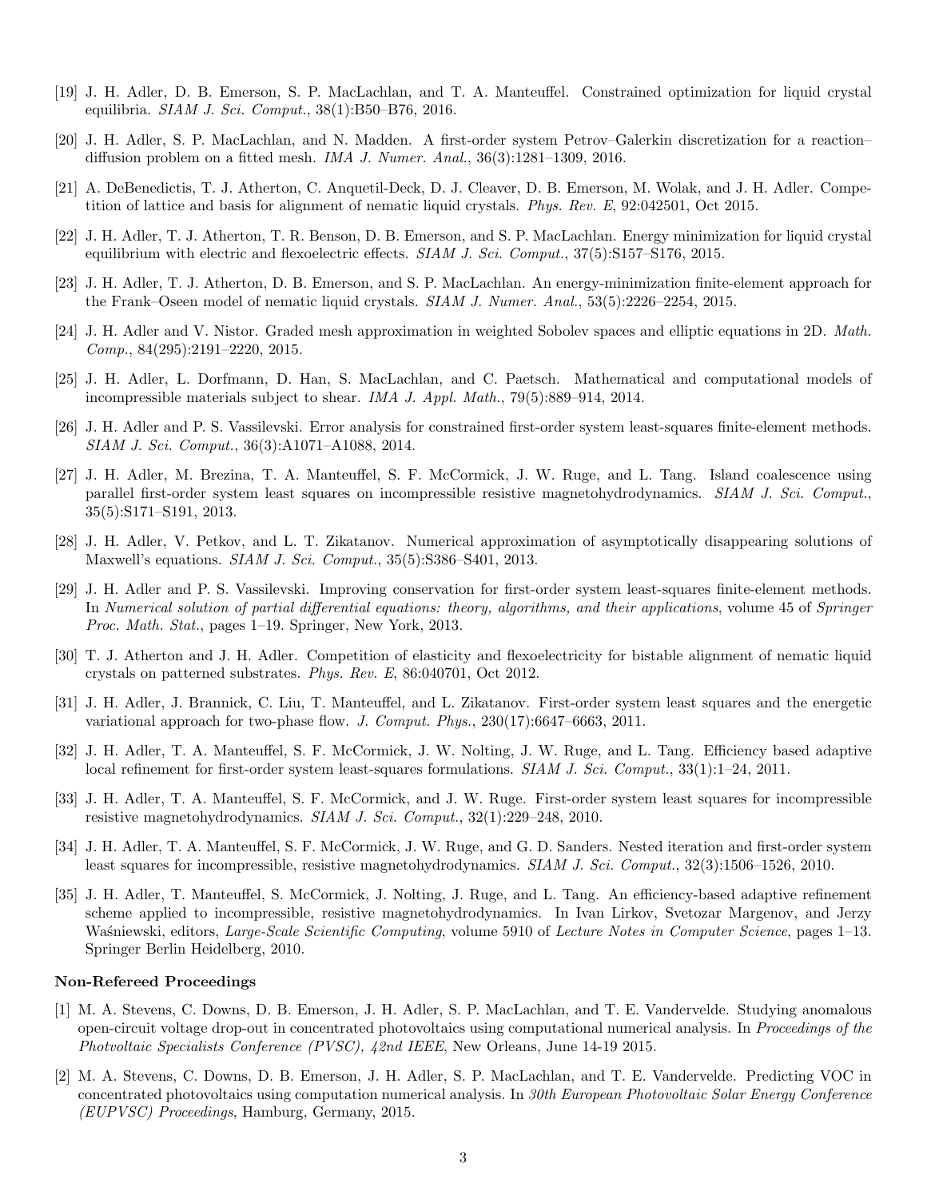[19] J. H. Adler, D. B. Emerson, S. P. MacLachlan, and T. A. Manteuffel. Constrained optimization for liquid crystal equilibria. *SIAM J. Sci. Comput.*, 38(1):B50–B76, 2016.

[20] J. H. Adler, S. P. MacLachlan, and N. Madden. A first-order system Petrov–Galerkin discretization for a reaction–diffusion problem on a fitted mesh. *IMA J. Numer. Anal.*, 36(3):1281–1309, 2016.

[21] A. DeBenedictis, T. J. Atherton, C. Anquetil-Deck, D. J. Cleaver, D. B. Emerson, M. Wolak, and J. H. Adler. Competition of lattice and basis for alignment of nematic liquid crystals. *Phys. Rev. E*, 92:042501, Oct 2015.

[22] J. H. Adler, T. J. Atherton, T. R. Benson, D. B. Emerson, and S. P. MacLachlan. Energy minimization for liquid crystal equilibrium with electric and flexoelectric effects. *SIAM J. Sci. Comput.*, 37(5):S157–S176, 2015.

[23] J. H. Adler, T. J. Atherton, D. B. Emerson, and S. P. MacLachlan. An energy-minimization finite-element approach for the Frank–Oseen model of nematic liquid crystals. *SIAM J. Numer. Anal.*, 53(5):2226–2254, 2015.

[24] J. H. Adler and V. Nistor. Graded mesh approximation in weighted Sobolev spaces and elliptic equations in 2D. *Math. Comp.*, 84(295):2191–2220, 2015.

[25] J. H. Adler, L. Dorfmann, D. Han, S. MacLachlan, and C. Paetsch. Mathematical and computational models of incompressible materials subject to shear. *IMA J. Appl. Math.*, 79(5):889–914, 2014.

[26] J. H. Adler and P. S. Vassilevski. Error analysis for constrained first-order system least-squares finite-element methods. *SIAM J. Sci. Comput.*, 36(3):A1071–A1088, 2014.

[27] J. H. Adler, M. Brezina, T. A. Manteuffel, S. F. McCormick, J. W. Ruge, and L. Tang. Island coalescence using parallel first-order system least squares on incompressible resistive magnetohydrodynamics. *SIAM J. Sci. Comput.*, 35(5):S171–S191, 2013.

[28] J. H. Adler, V. Petkov, and L. T. Zikatanov. Numerical approximation of asymptotically disappearing solutions of Maxwell's equations. *SIAM J. Sci. Comput.*, 35(5):S386–S401, 2013.

[29] J. H. Adler and P. S. Vassilevski. Improving conservation for first-order system least-squares finite-element methods. In *Numerical solution of partial differential equations: theory, algorithms, and their applications*, volume 45 of *Springer Proc. Math. Stat.*, pages 1–19. Springer, New York, 2013.

[30] T. J. Atherton and J. H. Adler. Competition of elasticity and flexoelectricity for bistable alignment of nematic liquid crystals on patterned substrates. *Phys. Rev. E*, 86:040701, Oct 2012.

[31] J. H. Adler, J. Brannick, C. Liu, T. Manteuffel, and L. Zikatanov. First-order system least squares and the energetic variational approach for two-phase flow. *J. Comput. Phys.*, 230(17):6647–6663, 2011.

[32] J. H. Adler, T. A. Manteuffel, S. F. McCormick, J. W. Nolting, J. W. Ruge, and L. Tang. Efficiency based adaptive local refinement for first-order system least-squares formulations. *SIAM J. Sci. Comput.*, 33(1):1–24, 2011.

[33] J. H. Adler, T. A. Manteuffel, S. F. McCormick, and J. W. Ruge. First-order system least squares for incompressible resistive magnetohydrodynamics. *SIAM J. Sci. Comput.*, 32(1):229–248, 2010.

[34] J. H. Adler, T. A. Manteuffel, S. F. McCormick, J. W. Ruge, and G. D. Sanders. Nested iteration and first-order system least squares for incompressible, resistive magnetohydrodynamics. *SIAM J. Sci. Comput.*, 32(3):1506–1526, 2010.

[35] J. H. Adler, T. Manteuffel, S. McCormick, J. Nolting, J. Ruge, and L. Tang. An efficiency-based adaptive refinement scheme applied to incompressible, resistive magnetohydrodynamics. In Ivan Lirkov, Svetozar Margenov, and Jerzy Waśniewski, editors, *Large-Scale Scientific Computing*, volume 5910 of *Lecture Notes in Computer Science*, pages 1–13. Springer Berlin Heidelberg, 2010.

### Non-Refereed Proceedings

[1] M. A. Stevens, C. Downs, D. B. Emerson, J. H. Adler, S. P. MacLachlan, and T. E. Vandervelde. Studying anomalous open-circuit voltage drop-out in concentrated photovoltaics using computational numerical analysis. In *Proceedings of the Photvoltaic Specialists Conference (PVSC), 42nd IEEE*, New Orleans, June 14-19 2015.

[2] M. A. Stevens, C. Downs, D. B. Emerson, J. H. Adler, S. P. MacLachlan, and T. E. Vandervelde. Predicting VOC in concentrated photovoltaics using computation numerical analysis. In *30th European Photovoltaic Solar Energy Conference (EUPVSC) Proceedings*, Hamburg, Germany, 2015.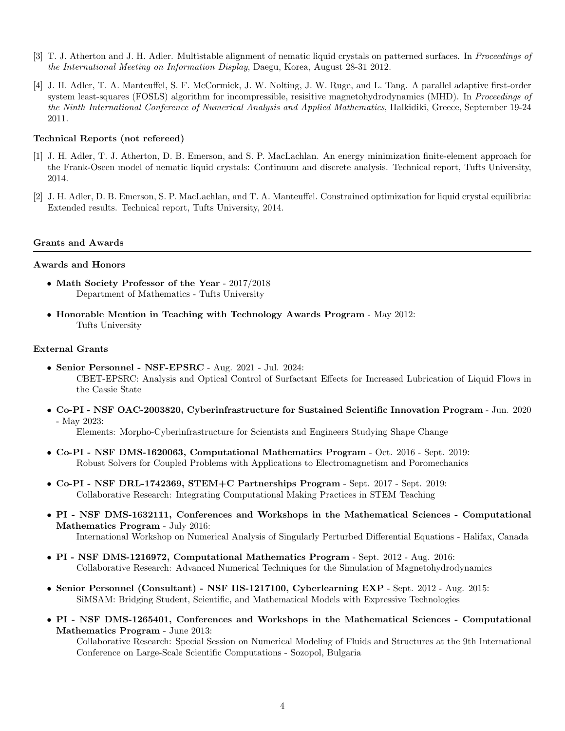[3] T. J. Atherton and J. H. Adler. Multistable alignment of nematic liquid crystals on patterned surfaces. In *Proceedings of the International Meeting on Information Display*, Daegu, Korea, August 28-31 2012.

[4] J. H. Adler, T. A. Manteuffel, S. F. McCormick, J. W. Nolting, J. W. Ruge, and L. Tang. A parallel adaptive first-order system least-squares (FOSLS) algorithm for incompressible, resisitive magnetohydrodynamics (MHD). In *Proceedings of the Ninth International Conference of Numerical Analysis and Applied Mathematics*, Halkidiki, Greece, September 19-24 2011.

### Technical Reports (not refereed)

[1] J. H. Adler, T. J. Atherton, D. B. Emerson, and S. P. MacLachlan. An energy minimization finite-element approach for the Frank-Oseen model of nematic liquid crystals: Continuum and discrete analysis. Technical report, Tufts University, 2014.

[2] J. H. Adler, D. B. Emerson, S. P. MacLachlan, and T. A. Manteuffel. Constrained optimization for liquid crystal equilibria: Extended results. Technical report, Tufts University, 2014.

## Grants and Awards

### Awards and Honors

- **Math Society Professor of the Year** - 2017/2018
  Department of Mathematics - Tufts University
- **Honorable Mention in Teaching with Technology Awards Program** - May 2012:
  Tufts University

### External Grants

- **Senior Personnel - NSF-EPSRC** - Aug. 2021 - Jul. 2024:
  CBET-EPSRC: Analysis and Optical Control of Surfactant Effects for Increased Lubrication of Liquid Flows in the Cassie State
- **Co-PI - NSF OAC-2003820, Cyberinfrastructure for Sustained Scientific Innovation Program** - Jun. 2020 - May 2023:
  Elements: Morpho-Cyberinfrastructure for Scientists and Engineers Studying Shape Change
- **Co-PI - NSF DMS-1620063, Computational Mathematics Program** - Oct. 2016 - Sept. 2019:
  Robust Solvers for Coupled Problems with Applications to Electromagnetism and Poromechanics
- **Co-PI - NSF DRL-1742369, STEM+C Partnerships Program** - Sept. 2017 - Sept. 2019:
  Collaborative Research: Integrating Computational Making Practices in STEM Teaching
- **PI - NSF DMS-1632111, Conferences and Workshops in the Mathematical Sciences - Computational Mathematics Program** - July 2016:
  International Workshop on Numerical Analysis of Singularly Perturbed Differential Equations - Halifax, Canada
- **PI - NSF DMS-1216972, Computational Mathematics Program** - Sept. 2012 - Aug. 2016:
  Collaborative Research: Advanced Numerical Techniques for the Simulation of Magnetohydrodynamics
- **Senior Personnel (Consultant) - NSF IIS-1217100, Cyberlearning EXP** - Sept. 2012 - Aug. 2015:
  SiMSAM: Bridging Student, Scientific, and Mathematical Models with Expressive Technologies
- **PI - NSF DMS-1265401, Conferences and Workshops in the Mathematical Sciences - Computational Mathematics Program** - June 2013:
  Collaborative Research: Special Session on Numerical Modeling of Fluids and Structures at the 9th International Conference on Large-Scale Scientific Computations - Sozopol, Bulgaria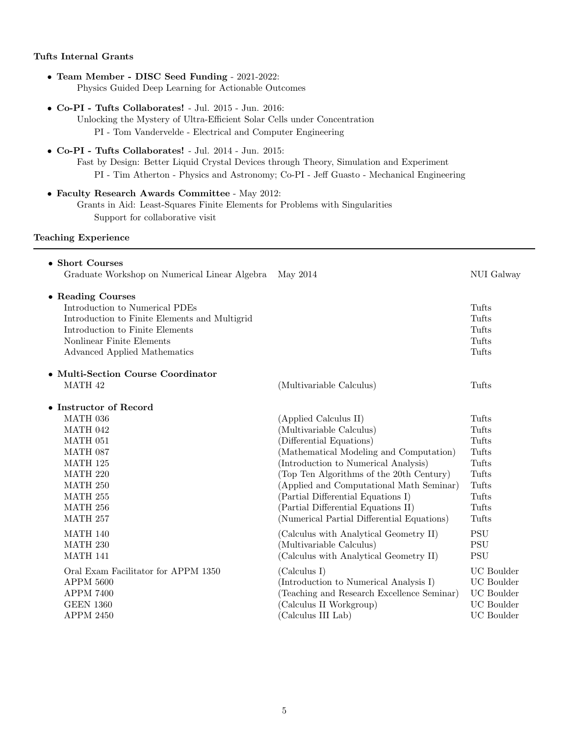### Tufts Internal Grants

- **Team Member - DISC Seed Funding** - 2021-2022:
  Physics Guided Deep Learning for Actionable Outcomes
- **Co-PI - Tufts Collaborates!** - Jul. 2015 - Jun. 2016:
  Unlocking the Mystery of Ultra-Efficient Solar Cells under Concentration
  PI - Tom Vandervelde - Electrical and Computer Engineering
- **Co-PI - Tufts Collaborates!** - Jul. 2014 - Jun. 2015:
  Fast by Design: Better Liquid Crystal Devices through Theory, Simulation and Experiment
  PI - Tim Atherton - Physics and Astronomy; Co-PI - Jeff Guasto - Mechanical Engineering
- **Faculty Research Awards Committee** - May 2012:
  Grants in Aid: Least-Squares Finite Elements for Problems with Singularities
  Support for collaborative visit

### Teaching Experience

- **Short Courses**

| | | |
|---|---|---|
| Graduate Workshop on Numerical Linear Algebra | May 2014 | NUI Galway |

- **Reading Courses**

| | |
|---|---|
| Introduction to Numerical PDEs | Tufts |
| Introduction to Finite Elements and Multigrid | Tufts |
| Introduction to Finite Elements | Tufts |
| Nonlinear Finite Elements | Tufts |
| Advanced Applied Mathematics | Tufts |

- **Multi-Section Course Coordinator**

| | | |
|---|---|---|
| MATH 42 | (Multivariable Calculus) | Tufts |

- **Instructor of Record**

| | | |
|---|---|---|
| MATH 036 | (Applied Calculus II) | Tufts |
| MATH 042 | (Multivariable Calculus) | Tufts |
| MATH 051 | (Differential Equations) | Tufts |
| MATH 087 | (Mathematical Modeling and Computation) | Tufts |
| MATH 125 | (Introduction to Numerical Analysis) | Tufts |
| MATH 220 | (Top Ten Algorithms of the 20th Century) | Tufts |
| MATH 250 | (Applied and Computational Math Seminar) | Tufts |
| MATH 255 | (Partial Differential Equations I) | Tufts |
| MATH 256 | (Partial Differential Equations II) | Tufts |
| MATH 257 | (Numerical Partial Differential Equations) | Tufts |
| MATH 140 | (Calculus with Analytical Geometry II) | PSU |
| MATH 230 | (Multivariable Calculus) | PSU |
| MATH 141 | (Calculus with Analytical Geometry II) | PSU |
| Oral Exam Facilitator for APPM 1350 | (Calculus I) | UC Boulder |
| APPM 5600 | (Introduction to Numerical Analysis I) | UC Boulder |
| APPM 7400 | (Teaching and Research Excellence Seminar) | UC Boulder |
| GEEN 1360 | (Calculus II Workgroup) | UC Boulder |
| APPM 2450 | (Calculus III Lab) | UC Boulder |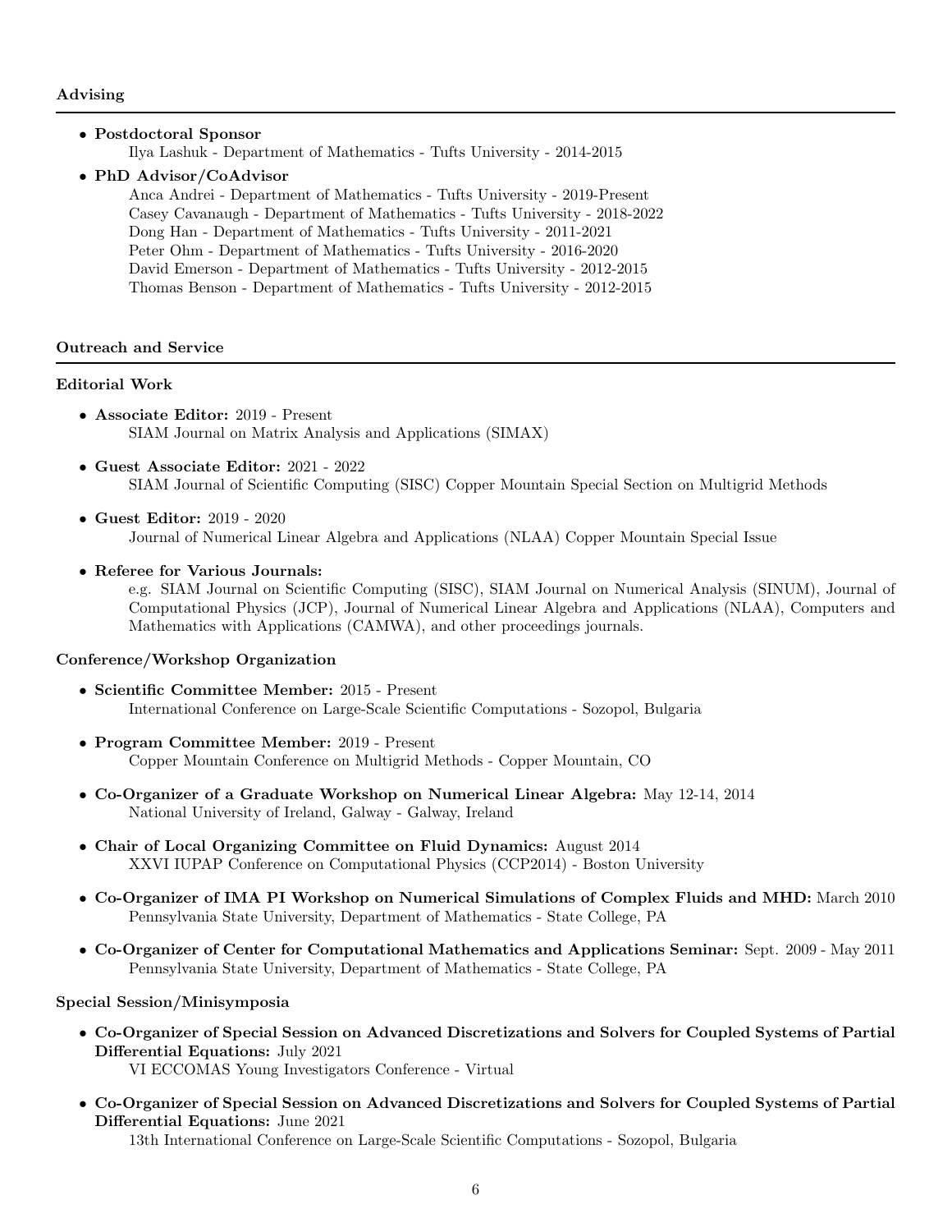## Advising

- **Postdoctoral Sponsor**
  Ilya Lashuk - Department of Mathematics - Tufts University - 2014-2015
- **PhD Advisor/CoAdvisor**
  Anca Andrei - Department of Mathematics - Tufts University - 2019-Present
  Casey Cavanaugh - Department of Mathematics - Tufts University - 2018-2022
  Dong Han - Department of Mathematics - Tufts University - 2011-2021
  Peter Ohm - Department of Mathematics - Tufts University - 2016-2020
  David Emerson - Department of Mathematics - Tufts University - 2012-2015
  Thomas Benson - Department of Mathematics - Tufts University - 2012-2015

## Outreach and Service

### Editorial Work

- **Associate Editor:** 2019 - Present
  SIAM Journal on Matrix Analysis and Applications (SIMAX)
- **Guest Associate Editor:** 2021 - 2022
  SIAM Journal of Scientific Computing (SISC) Copper Mountain Special Section on Multigrid Methods
- **Guest Editor:** 2019 - 2020
  Journal of Numerical Linear Algebra and Applications (NLAA) Copper Mountain Special Issue
- **Referee for Various Journals:**
  e.g. SIAM Journal on Scientific Computing (SISC), SIAM Journal on Numerical Analysis (SINUM), Journal of Computational Physics (JCP), Journal of Numerical Linear Algebra and Applications (NLAA), Computers and Mathematics with Applications (CAMWA), and other proceedings journals.

### Conference/Workshop Organization

- **Scientific Committee Member:** 2015 - Present
  International Conference on Large-Scale Scientific Computations - Sozopol, Bulgaria
- **Program Committee Member:** 2019 - Present
  Copper Mountain Conference on Multigrid Methods - Copper Mountain, CO
- **Co-Organizer of a Graduate Workshop on Numerical Linear Algebra:** May 12-14, 2014
  National University of Ireland, Galway - Galway, Ireland
- **Chair of Local Organizing Committee on Fluid Dynamics:** August 2014
  XXVI IUPAP Conference on Computational Physics (CCP2014) - Boston University
- **Co-Organizer of IMA PI Workshop on Numerical Simulations of Complex Fluids and MHD:** March 2010
  Pennsylvania State University, Department of Mathematics - State College, PA
- **Co-Organizer of Center for Computational Mathematics and Applications Seminar:** Sept. 2009 - May 2011
  Pennsylvania State University, Department of Mathematics - State College, PA

### Special Session/Minisymposia

- **Co-Organizer of Special Session on Advanced Discretizations and Solvers for Coupled Systems of Partial Differential Equations:** July 2021
  VI ECCOMAS Young Investigators Conference - Virtual
- **Co-Organizer of Special Session on Advanced Discretizations and Solvers for Coupled Systems of Partial Differential Equations:** June 2021
  13th International Conference on Large-Scale Scientific Computations - Sozopol, Bulgaria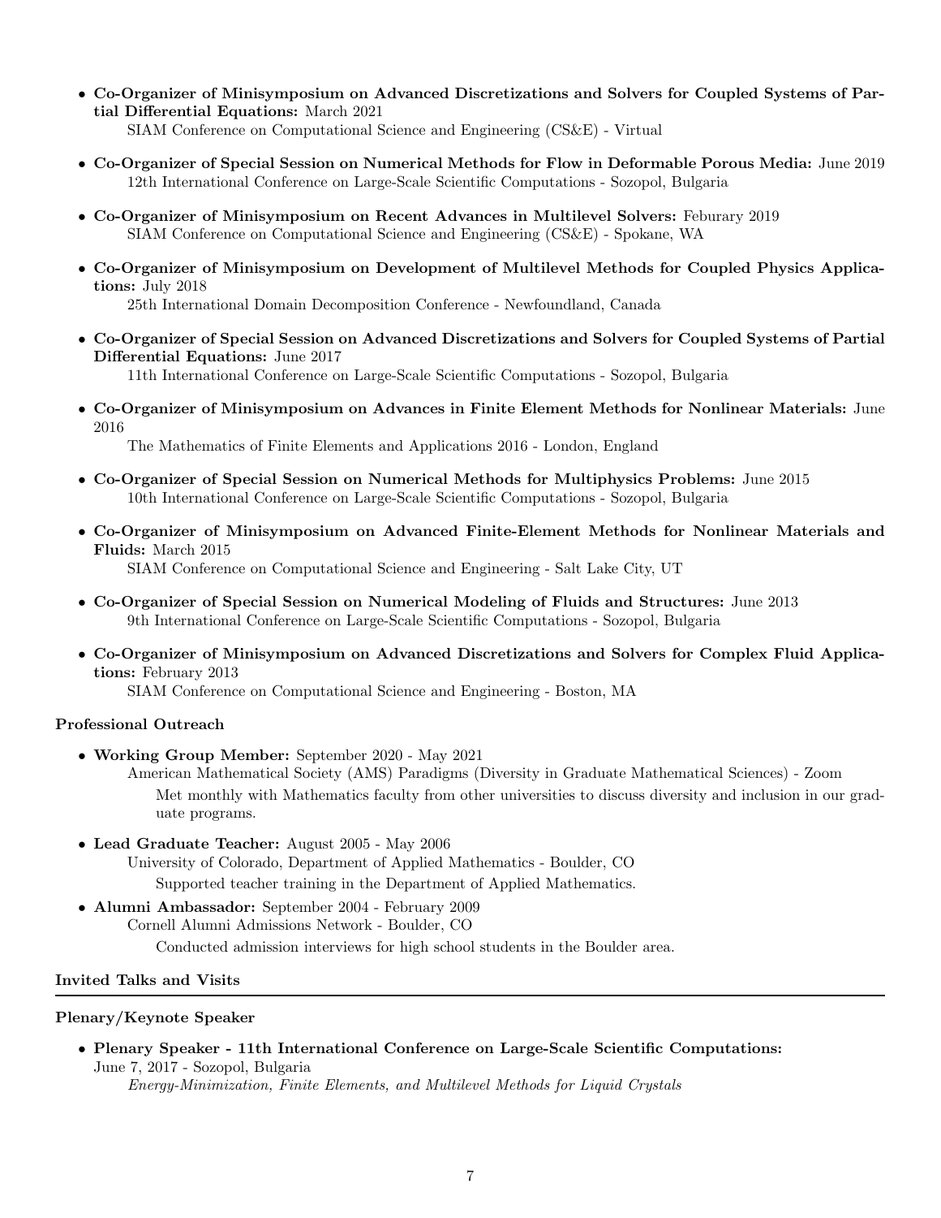- **Co-Organizer of Minisymposium on Advanced Discretizations and Solvers for Coupled Systems of Partial Differential Equations:** March 2021
  SIAM Conference on Computational Science and Engineering (CS&E) - Virtual

- **Co-Organizer of Special Session on Numerical Methods for Flow in Deformable Porous Media:** June 2019
  12th International Conference on Large-Scale Scientific Computations - Sozopol, Bulgaria

- **Co-Organizer of Minisymposium on Recent Advances in Multilevel Solvers:** Feburary 2019
  SIAM Conference on Computational Science and Engineering (CS&E) - Spokane, WA

- **Co-Organizer of Minisymposium on Development of Multilevel Methods for Coupled Physics Applications:** July 2018
  25th International Domain Decomposition Conference - Newfoundland, Canada

- **Co-Organizer of Special Session on Advanced Discretizations and Solvers for Coupled Systems of Partial Differential Equations:** June 2017
  11th International Conference on Large-Scale Scientific Computations - Sozopol, Bulgaria

- **Co-Organizer of Minisymposium on Advances in Finite Element Methods for Nonlinear Materials:** June 2016
  The Mathematics of Finite Elements and Applications 2016 - London, England

- **Co-Organizer of Special Session on Numerical Methods for Multiphysics Problems:** June 2015
  10th International Conference on Large-Scale Scientific Computations - Sozopol, Bulgaria

- **Co-Organizer of Minisymposium on Advanced Finite-Element Methods for Nonlinear Materials and Fluids:** March 2015
  SIAM Conference on Computational Science and Engineering - Salt Lake City, UT

- **Co-Organizer of Special Session on Numerical Modeling of Fluids and Structures:** June 2013
  9th International Conference on Large-Scale Scientific Computations - Sozopol, Bulgaria

- **Co-Organizer of Minisymposium on Advanced Discretizations and Solvers for Complex Fluid Applications:** February 2013
  SIAM Conference on Computational Science and Engineering - Boston, MA

### Professional Outreach

- **Working Group Member:** September 2020 - May 2021
  American Mathematical Society (AMS) Paradigms (Diversity in Graduate Mathematical Sciences) - Zoom
  Met monthly with Mathematics faculty from other universities to discuss diversity and inclusion in our graduate programs.

- **Lead Graduate Teacher:** August 2005 - May 2006
  University of Colorado, Department of Applied Mathematics - Boulder, CO
  Supported teacher training in the Department of Applied Mathematics.

- **Alumni Ambassador:** September 2004 - February 2009
  Cornell Alumni Admissions Network - Boulder, CO
  Conducted admission interviews for high school students in the Boulder area.

## Invited Talks and Visits

### Plenary/Keynote Speaker

- **Plenary Speaker - 11th International Conference on Large-Scale Scientific Computations:**
  June 7, 2017 - Sozopol, Bulgaria
  *Energy-Minimization, Finite Elements, and Multilevel Methods for Liquid Crystals*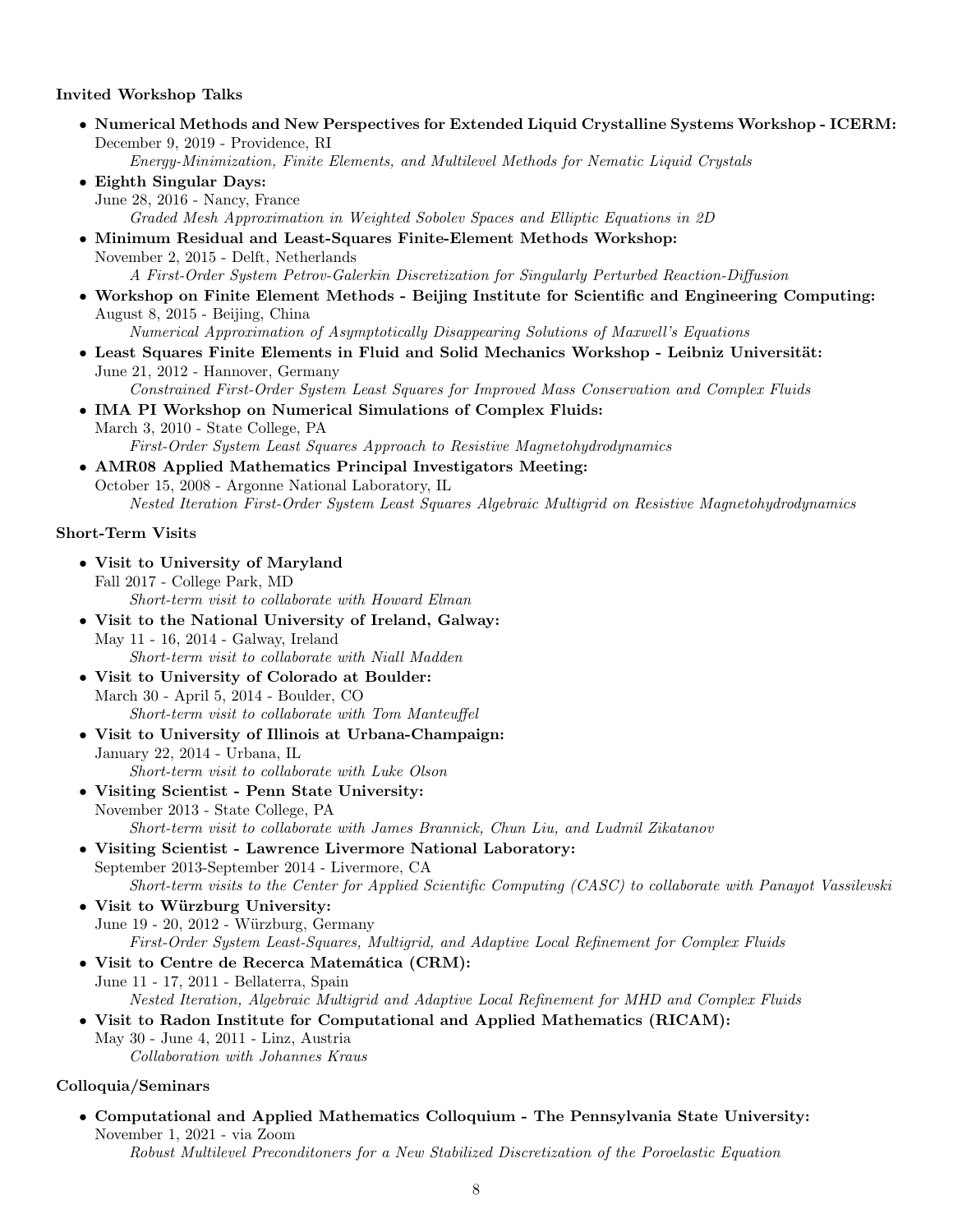**Invited Workshop Talks**

- **Numerical Methods and New Perspectives for Extended Liquid Crystalline Systems Workshop - ICERM:**
  December 9, 2019 - Providence, RI
  *Energy-Minimization, Finite Elements, and Multilevel Methods for Nematic Liquid Crystals*
- **Eighth Singular Days:**
  June 28, 2016 - Nancy, France
  *Graded Mesh Approximation in Weighted Sobolev Spaces and Elliptic Equations in 2D*
- **Minimum Residual and Least-Squares Finite-Element Methods Workshop:**
  November 2, 2015 - Delft, Netherlands
  *A First-Order System Petrov-Galerkin Discretization for Singularly Perturbed Reaction-Diffusion*
- **Workshop on Finite Element Methods - Beijing Institute for Scientific and Engineering Computing:**
  August 8, 2015 - Beijing, China
  *Numerical Approximation of Asymptotically Disappearing Solutions of Maxwell's Equations*
- **Least Squares Finite Elements in Fluid and Solid Mechanics Workshop - Leibniz Universität:**
  June 21, 2012 - Hannover, Germany
  *Constrained First-Order System Least Squares for Improved Mass Conservation and Complex Fluids*
- **IMA PI Workshop on Numerical Simulations of Complex Fluids:**
  March 3, 2010 - State College, PA
  *First-Order System Least Squares Approach to Resistive Magnetohydrodynamics*
- **AMR08 Applied Mathematics Principal Investigators Meeting:**
  October 15, 2008 - Argonne National Laboratory, IL
  *Nested Iteration First-Order System Least Squares Algebraic Multigrid on Resistive Magnetohydrodynamics*

**Short-Term Visits**

- **Visit to University of Maryland**
  Fall 2017 - College Park, MD
  *Short-term visit to collaborate with Howard Elman*
- **Visit to the National University of Ireland, Galway:**
  May 11 - 16, 2014 - Galway, Ireland
  *Short-term visit to collaborate with Niall Madden*
- **Visit to University of Colorado at Boulder:**
  March 30 - April 5, 2014 - Boulder, CO
  *Short-term visit to collaborate with Tom Manteuffel*
- **Visit to University of Illinois at Urbana-Champaign:**
  January 22, 2014 - Urbana, IL
  *Short-term visit to collaborate with Luke Olson*
- **Visiting Scientist - Penn State University:**
  November 2013 - State College, PA
  *Short-term visit to collaborate with James Brannick, Chun Liu, and Ludmil Zikatanov*
- **Visiting Scientist - Lawrence Livermore National Laboratory:**
  September 2013-September 2014 - Livermore, CA
  *Short-term visits to the Center for Applied Scientific Computing (CASC) to collaborate with Panayot Vassilevski*
- **Visit to Würzburg University:**
  June 19 - 20, 2012 - Würzburg, Germany
  *First-Order System Least-Squares, Multigrid, and Adaptive Local Refinement for Complex Fluids*
- **Visit to Centre de Recerca Matemática (CRM):**
  June 11 - 17, 2011 - Bellaterra, Spain
  *Nested Iteration, Algebraic Multigrid and Adaptive Local Refinement for MHD and Complex Fluids*
- **Visit to Radon Institute for Computational and Applied Mathematics (RICAM):**
  May 30 - June 4, 2011 - Linz, Austria
  *Collaboration with Johannes Kraus*

**Colloquia/Seminars**

- **Computational and Applied Mathematics Colloquium - The Pennsylvania State University:**
  November 1, 2021 - via Zoom
  *Robust Multilevel Preconditoners for a New Stabilized Discretization of the Poroelastic Equation*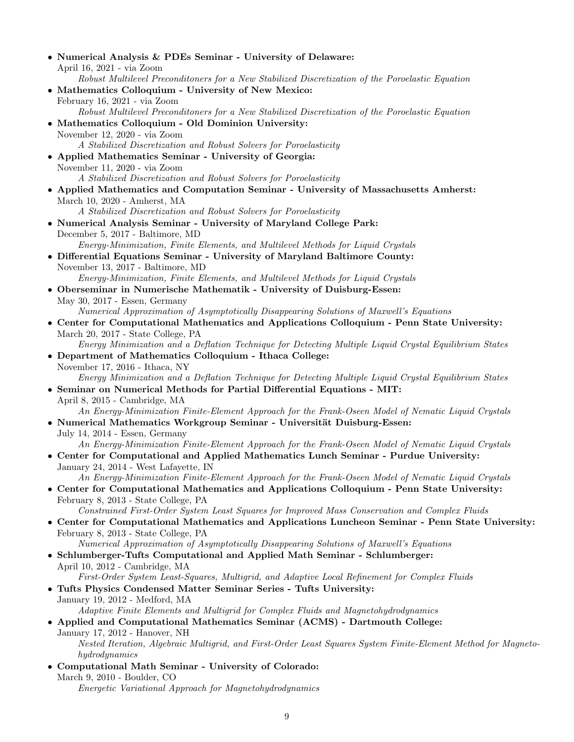- **Numerical Analysis & PDEs Seminar - University of Delaware:**
  April 16, 2021 - via Zoom
  *Robust Multilevel Preconditoners for a New Stabilized Discretization of the Poroelastic Equation*
- **Mathematics Colloquium - University of New Mexico:**
  February 16, 2021 - via Zoom
  *Robust Multilevel Preconditoners for a New Stabilized Discretization of the Poroelastic Equation*
- **Mathematics Colloquium - Old Dominion University:**
  November 12, 2020 - via Zoom
  *A Stabilized Discretization and Robust Solvers for Poroelasticity*
- **Applied Mathematics Seminar - University of Georgia:**
  November 11, 2020 - via Zoom
  *A Stabilized Discretization and Robust Solvers for Poroelasticity*
- **Applied Mathematics and Computation Seminar - University of Massachusetts Amherst:**
  March 10, 2020 - Amherst, MA
  *A Stabilized Discretization and Robust Solvers for Poroelasticity*
- **Numerical Analysis Seminar - University of Maryland College Park:**
  December 5, 2017 - Baltimore, MD
  *Energy-Minimization, Finite Elements, and Multilevel Methods for Liquid Crystals*
- **Differential Equations Seminar - University of Maryland Baltimore County:**
  November 13, 2017 - Baltimore, MD
  *Energy-Minimization, Finite Elements, and Multilevel Methods for Liquid Crystals*
- **Oberseminar in Numerische Mathematik - University of Duisburg-Essen:**
  May 30, 2017 - Essen, Germany
  *Numerical Approximation of Asymptotically Disappearing Solutions of Maxwell's Equations*
- **Center for Computational Mathematics and Applications Colloquium - Penn State University:**
  March 20, 2017 - State College, PA
  *Energy Minimization and a Deflation Technique for Detecting Multiple Liquid Crystal Equilibrium States*
- **Department of Mathematics Colloquium - Ithaca College:**
  November 17, 2016 - Ithaca, NY
  *Energy Minimization and a Deflation Technique for Detecting Multiple Liquid Crystal Equilibrium States*
- **Seminar on Numerical Methods for Partial Differential Equations - MIT:**
  April 8, 2015 - Cambridge, MA
  *An Energy-Minimization Finite-Element Approach for the Frank-Oseen Model of Nematic Liquid Crystals*
- **Numerical Mathematics Workgroup Seminar - Universität Duisburg-Essen:**
  July 14, 2014 - Essen, Germany
  *An Energy-Minimization Finite-Element Approach for the Frank-Oseen Model of Nematic Liquid Crystals*
- **Center for Computational and Applied Mathematics Lunch Seminar - Purdue University:**
  January 24, 2014 - West Lafayette, IN
  *An Energy-Minimization Finite-Element Approach for the Frank-Oseen Model of Nematic Liquid Crystals*
- **Center for Computational Mathematics and Applications Colloquium - Penn State University:**
  February 8, 2013 - State College, PA
  *Constrained First-Order System Least Squares for Improved Mass Conservation and Complex Fluids*
- **Center for Computational Mathematics and Applications Luncheon Seminar - Penn State University:**
  February 8, 2013 - State College, PA
  *Numerical Approximation of Asymptotically Disappearing Solutions of Maxwell's Equations*
- **Schlumberger-Tufts Computational and Applied Math Seminar - Schlumberger:**
  April 10, 2012 - Cambridge, MA
  *First-Order System Least-Squares, Multigrid, and Adaptive Local Refinement for Complex Fluids*
- **Tufts Physics Condensed Matter Seminar Series - Tufts University:**
  January 19, 2012 - Medford, MA
  *Adaptive Finite Elements and Multigrid for Complex Fluids and Magnetohydrodynamics*
- **Applied and Computational Mathematics Seminar (ACMS) - Dartmouth College:**
  January 17, 2012 - Hanover, NH
  *Nested Iteration, Algebraic Multigrid, and First-Order Least Squares System Finite-Element Method for Magnetohydrodynamics*
- **Computational Math Seminar - University of Colorado:**
  March 9, 2010 - Boulder, CO
  *Energetic Variational Approach for Magnetohydrodynamics*